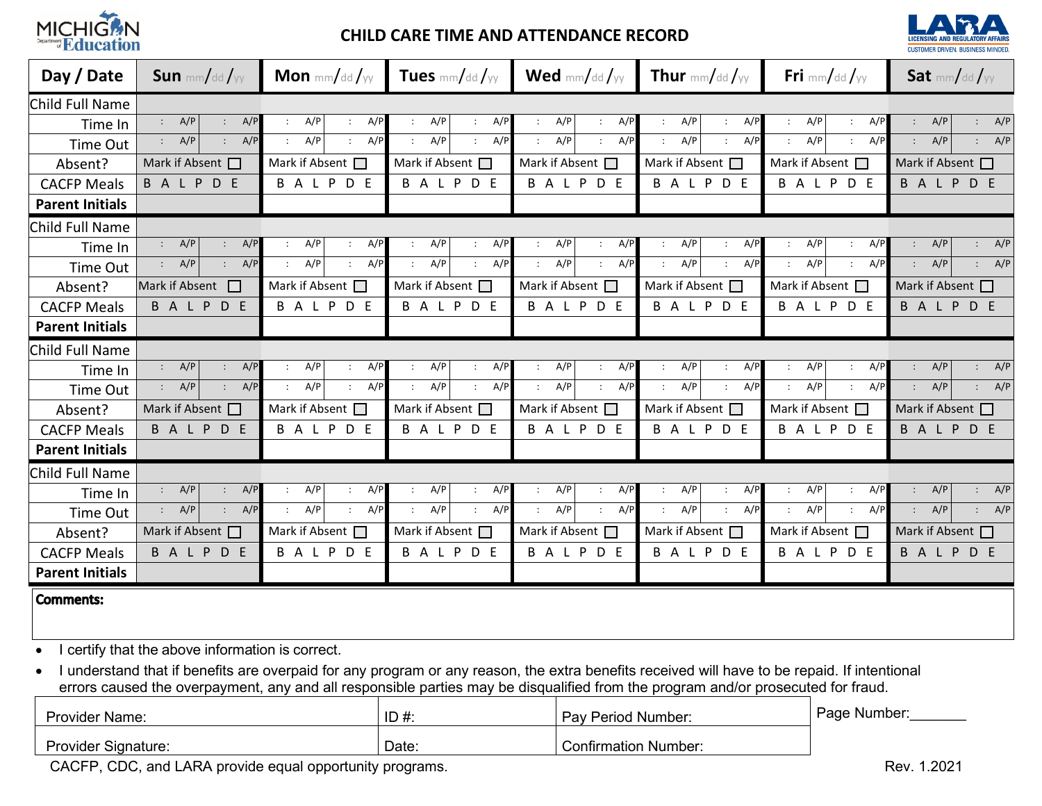# CHILD CARE TIME AND ATTENDANCE RECORD

| Day / Date | Sun mm/dd/yy | Mon mm/dd/yy | Tues mm/dd/yy | Wed mm/dd/yy | Thur mm/dd/yy | Fri mm/dd/yy | Sat mm/dd/yy |
|---|---|---|---|---|---|---|---|
| Child Full Name | | | | | | | |
| Time In | : A/P : A/P | : A/P : A/P | : A/P : A/P | : A/P : A/P | : A/P : A/P | : A/P : A/P | : A/P : A/P |
| Time Out | : A/P : A/P | : A/P : A/P | : A/P : A/P | : A/P : A/P | : A/P : A/P | : A/P : A/P | : A/P : A/P |
| Absent? | Mark if Absent ☐ | Mark if Absent ☐ | Mark if Absent ☐ | Mark if Absent ☐ | Mark if Absent ☐ | Mark if Absent ☐ | Mark if Absent ☐ |
| CACFP Meals | B A L P D E | B A L P D E | B A L P D E | B A L P D E | B A L P D E | B A L P D E | B A L P D E |
| **Parent Initials** | | | | | | | |
| Child Full Name | | | | | | | |
| Time In | : A/P : A/P | : A/P : A/P | : A/P : A/P | : A/P : A/P | : A/P : A/P | : A/P : A/P | : A/P : A/P |
| Time Out | : A/P : A/P | : A/P : A/P | : A/P : A/P | : A/P : A/P | : A/P : A/P | : A/P : A/P | : A/P : A/P |
| Absent? | Mark if Absent ☐ | Mark if Absent ☐ | Mark if Absent ☐ | Mark if Absent ☐ | Mark if Absent ☐ | Mark if Absent ☐ | Mark if Absent ☐ |
| CACFP Meals | B A L P D E | B A L P D E | B A L P D E | B A L P D E | B A L P D E | B A L P D E | B A L P D E |
| **Parent Initials** | | | | | | | |
| Child Full Name | | | | | | | |
| Time In | : A/P : A/P | : A/P : A/P | : A/P : A/P | : A/P : A/P | : A/P : A/P | : A/P : A/P | : A/P : A/P |
| Time Out | : A/P : A/P | : A/P : A/P | : A/P : A/P | : A/P : A/P | : A/P : A/P | : A/P : A/P | : A/P : A/P |
| Absent? | Mark if Absent ☐ | Mark if Absent ☐ | Mark if Absent ☐ | Mark if Absent ☐ | Mark if Absent ☐ | Mark if Absent ☐ | Mark if Absent ☐ |
| CACFP Meals | B A L P D E | B A L P D E | B A L P D E | B A L P D E | B A L P D E | B A L P D E | B A L P D E |
| **Parent Initials** | | | | | | | |
| Child Full Name | | | | | | | |
| Time In | : A/P : A/P | : A/P : A/P | : A/P : A/P | : A/P : A/P | : A/P : A/P | : A/P : A/P | : A/P : A/P |
| Time Out | : A/P : A/P | : A/P : A/P | : A/P : A/P | : A/P : A/P | : A/P : A/P | : A/P : A/P | : A/P : A/P |
| Absent? | Mark if Absent ☐ | Mark if Absent ☐ | Mark if Absent ☐ | Mark if Absent ☐ | Mark if Absent ☐ | Mark if Absent ☐ | Mark if Absent ☐ |
| CACFP Meals | B A L P D E | B A L P D E | B A L P D E | B A L P D E | B A L P D E | B A L P D E | B A L P D E |
| **Parent Initials** | | | | | | | |

**Comments:**

- I certify that the above information is correct.
- I understand that if benefits are overpaid for any program or any reason, the extra benefits received will have to be repaid. If intentional errors caused the overpayment, any and all responsible parties may be disqualified from the program and/or prosecuted for fraud.

| | | | |
|---|---|---|---|
| Provider Name: | ID #: | Pay Period Number: | Page Number:_______ |
| Provider Signature: | Date: | Confirmation Number: | |

CACFP, CDC, and LARA provide equal opportunity programs.

Rev. 1.2021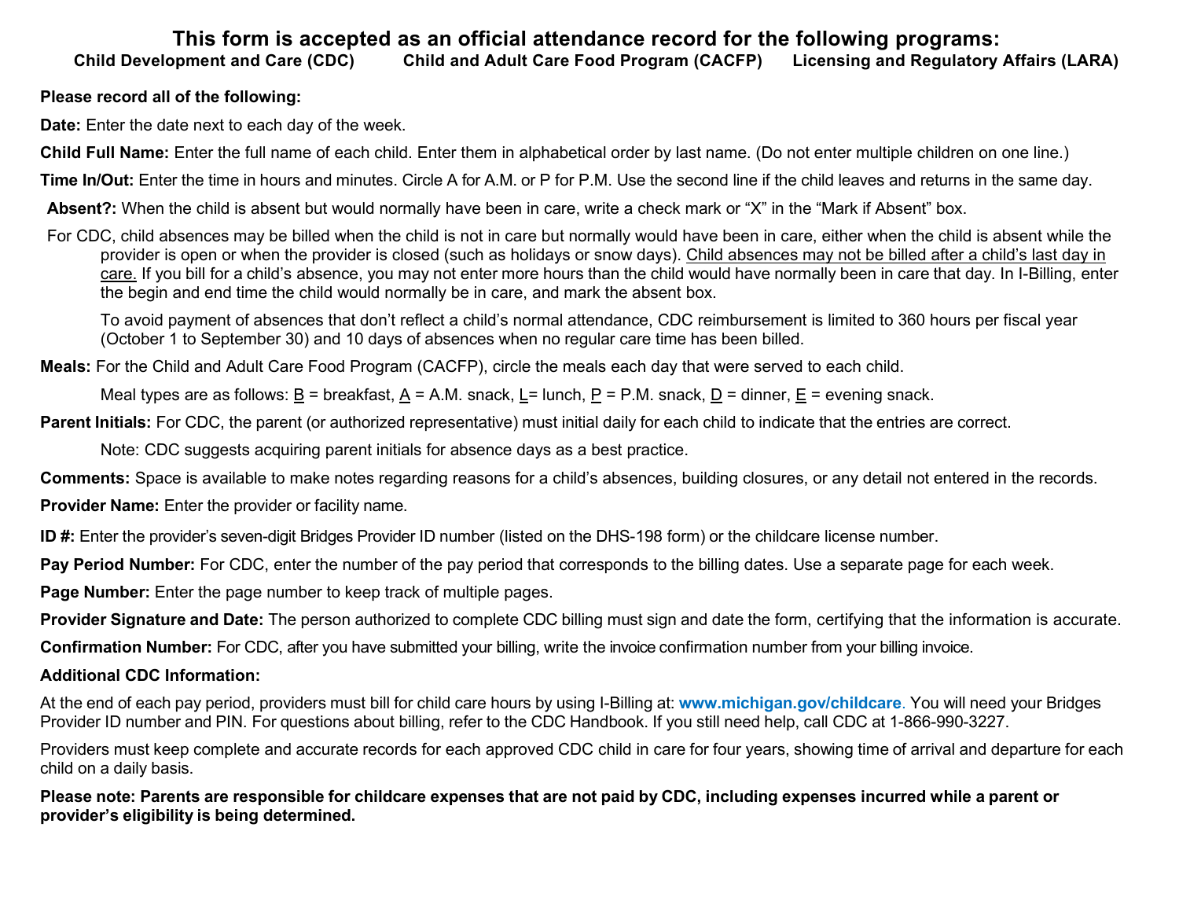# This form is accepted as an official attendance record for the following programs:

**Child Development and Care (CDC)** **Child and Adult Care Food Program (CACFP)** **Licensing and Regulatory Affairs (LARA)**

**Please record all of the following:**

**Date:** Enter the date next to each day of the week.

**Child Full Name:** Enter the full name of each child. Enter them in alphabetical order by last name. (Do not enter multiple children on one line.)

**Time In/Out:** Enter the time in hours and minutes. Circle A for A.M. or P for P.M. Use the second line if the child leaves and returns in the same day.

**Absent?:** When the child is absent but would normally have been in care, write a check mark or "X" in the "Mark if Absent" box.

For CDC, child absences may be billed when the child is not in care but normally would have been in care, either when the child is absent while the provider is open or when the provider is closed (such as holidays or snow days). Child absences may not be billed after a child's last day in care. If you bill for a child's absence, you may not enter more hours than the child would have normally been in care that day. In I-Billing, enter the begin and end time the child would normally be in care, and mark the absent box.

To avoid payment of absences that don't reflect a child's normal attendance, CDC reimbursement is limited to 360 hours per fiscal year (October 1 to September 30) and 10 days of absences when no regular care time has been billed.

**Meals:** For the Child and Adult Care Food Program (CACFP), circle the meals each day that were served to each child.

Meal types are as follows: B = breakfast, A = A.M. snack, L= lunch, P = P.M. snack, D = dinner, E = evening snack.

**Parent Initials:** For CDC, the parent (or authorized representative) must initial daily for each child to indicate that the entries are correct.

Note: CDC suggests acquiring parent initials for absence days as a best practice.

**Comments:** Space is available to make notes regarding reasons for a child's absences, building closures, or any detail not entered in the records.

**Provider Name:** Enter the provider or facility name.

**ID #:** Enter the provider's seven-digit Bridges Provider ID number (listed on the DHS-198 form) or the childcare license number.

**Pay Period Number:** For CDC, enter the number of the pay period that corresponds to the billing dates. Use a separate page for each week.

**Page Number:** Enter the page number to keep track of multiple pages.

**Provider Signature and Date:** The person authorized to complete CDC billing must sign and date the form, certifying that the information is accurate.

**Confirmation Number:** For CDC, after you have submitted your billing, write the invoice confirmation number from your billing invoice.

**Additional CDC Information:**

At the end of each pay period, providers must bill for child care hours by using I-Billing at: **www.michigan.gov/childcare**. You will need your Bridges Provider ID number and PIN. For questions about billing, refer to the CDC Handbook. If you still need help, call CDC at 1-866-990-3227.

Providers must keep complete and accurate records for each approved CDC child in care for four years, showing time of arrival and departure for each child on a daily basis.

**Please note: Parents are responsible for childcare expenses that are not paid by CDC, including expenses incurred while a parent or provider's eligibility is being determined.**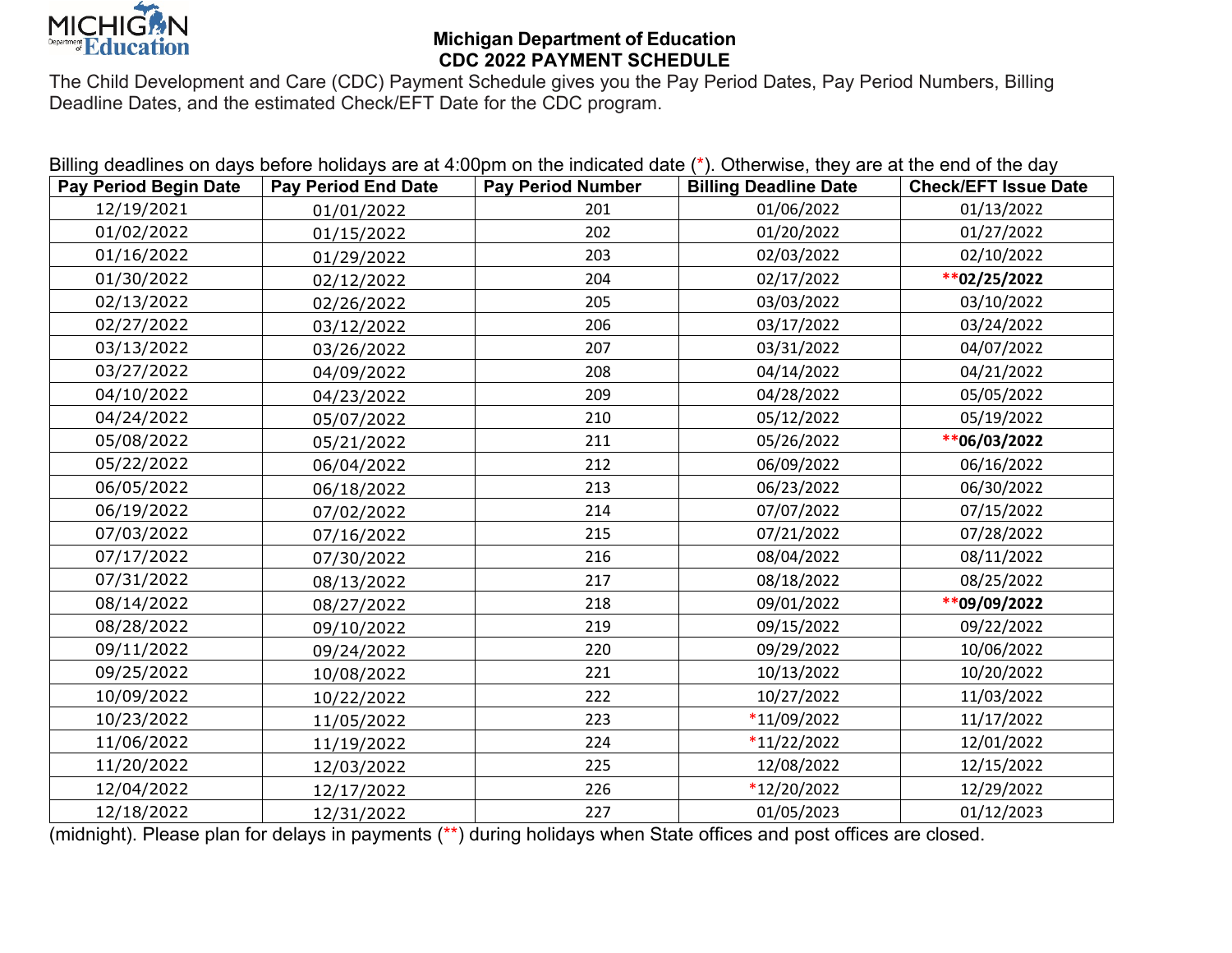# Michigan Department of Education
## CDC 2022 PAYMENT SCHEDULE

The Child Development and Care (CDC) Payment Schedule gives you the Pay Period Dates, Pay Period Numbers, Billing Deadline Dates, and the estimated Check/EFT Date for the CDC program.

Billing deadlines on days before holidays are at 4:00pm on the indicated date (*). Otherwise, they are at the end of the day

| Pay Period Begin Date | Pay Period End Date | Pay Period Number | Billing Deadline Date | Check/EFT Issue Date |
|---|---|---|---|---|
| 12/19/2021 | 01/01/2022 | 201 | 01/06/2022 | 01/13/2022 |
| 01/02/2022 | 01/15/2022 | 202 | 01/20/2022 | 01/27/2022 |
| 01/16/2022 | 01/29/2022 | 203 | 02/03/2022 | 02/10/2022 |
| 01/30/2022 | 02/12/2022 | 204 | 02/17/2022 | **02/25/2022** |
| 02/13/2022 | 02/26/2022 | 205 | 03/03/2022 | 03/10/2022 |
| 02/27/2022 | 03/12/2022 | 206 | 03/17/2022 | 03/24/2022 |
| 03/13/2022 | 03/26/2022 | 207 | 03/31/2022 | 04/07/2022 |
| 03/27/2022 | 04/09/2022 | 208 | 04/14/2022 | 04/21/2022 |
| 04/10/2022 | 04/23/2022 | 209 | 04/28/2022 | 05/05/2022 |
| 04/24/2022 | 05/07/2022 | 210 | 05/12/2022 | 05/19/2022 |
| 05/08/2022 | 05/21/2022 | 211 | 05/26/2022 | **06/03/2022** |
| 05/22/2022 | 06/04/2022 | 212 | 06/09/2022 | 06/16/2022 |
| 06/05/2022 | 06/18/2022 | 213 | 06/23/2022 | 06/30/2022 |
| 06/19/2022 | 07/02/2022 | 214 | 07/07/2022 | 07/15/2022 |
| 07/03/2022 | 07/16/2022 | 215 | 07/21/2022 | 07/28/2022 |
| 07/17/2022 | 07/30/2022 | 216 | 08/04/2022 | 08/11/2022 |
| 07/31/2022 | 08/13/2022 | 217 | 08/18/2022 | 08/25/2022 |
| 08/14/2022 | 08/27/2022 | 218 | 09/01/2022 | **09/09/2022** |
| 08/28/2022 | 09/10/2022 | 219 | 09/15/2022 | 09/22/2022 |
| 09/11/2022 | 09/24/2022 | 220 | 09/29/2022 | 10/06/2022 |
| 09/25/2022 | 10/08/2022 | 221 | 10/13/2022 | 10/20/2022 |
| 10/09/2022 | 10/22/2022 | 222 | 10/27/2022 | 11/03/2022 |
| 10/23/2022 | 11/05/2022 | 223 | *11/09/2022 | 11/17/2022 |
| 11/06/2022 | 11/19/2022 | 224 | *11/22/2022 | 12/01/2022 |
| 11/20/2022 | 12/03/2022 | 225 | 12/08/2022 | 12/15/2022 |
| 12/04/2022 | 12/17/2022 | 226 | *12/20/2022 | 12/29/2022 |
| 12/18/2022 | 12/31/2022 | 227 | 01/05/2023 | 01/12/2023 |

(midnight). Please plan for delays in payments (**) during holidays when State offices and post offices are closed.